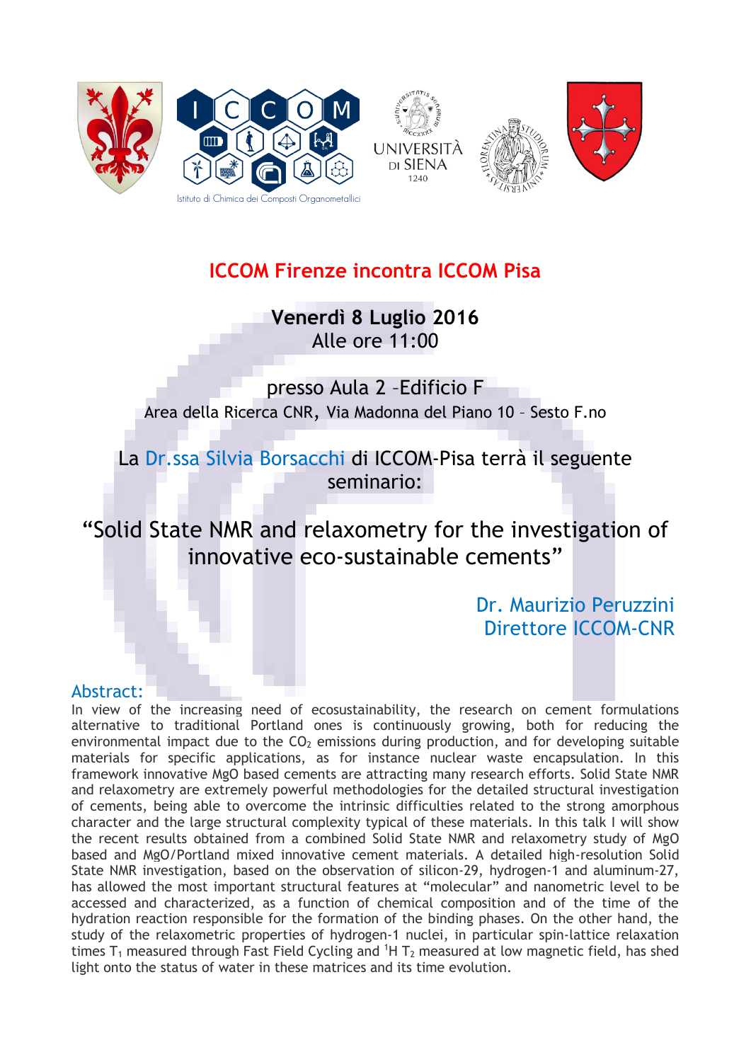Istituto di Chimica dei Composti Organometallici

UNIVERSITÀ DI SIENA 1240

# ICCOM Firenze incontra ICCOM Pisa

**Venerdì 8 Luglio 2016**
Alle ore 11:00

presso Aula 2 –Edificio F
Area della Ricerca CNR, Via Madonna del Piano 10 – Sesto F.no

La Dr.ssa Silvia Borsacchi di ICCOM-Pisa terrà il seguente seminario:

## "Solid State NMR and relaxometry for the investigation of innovative eco-sustainable cements"

Dr. Maurizio Peruzzini
Direttore ICCOM-CNR

### Abstract:

In view of the increasing need of ecosustainability, the research on cement formulations alternative to traditional Portland ones is continuously growing, both for reducing the environmental impact due to the $CO_2$ emissions during production, and for developing suitable materials for specific applications, as for instance nuclear waste encapsulation. In this framework innovative MgO based cements are attracting many research efforts. Solid State NMR and relaxometry are extremely powerful methodologies for the detailed structural investigation of cements, being able to overcome the intrinsic difficulties related to the strong amorphous character and the large structural complexity typical of these materials. In this talk I will show the recent results obtained from a combined Solid State NMR and relaxometry study of MgO based and MgO/Portland mixed innovative cement materials. A detailed high-resolution Solid State NMR investigation, based on the observation of silicon-29, hydrogen-1 and aluminum-27, has allowed the most important structural features at "molecular" and nanometric level to be accessed and characterized, as a function of chemical composition and of the time of the hydration reaction responsible for the formation of the binding phases. On the other hand, the study of the relaxometric properties of hydrogen-1 nuclei, in particular spin-lattice relaxation times $T_1$ measured through Fast Field Cycling and $^1H$ $T_2$ measured at low magnetic field, has shed light onto the status of water in these matrices and its time evolution.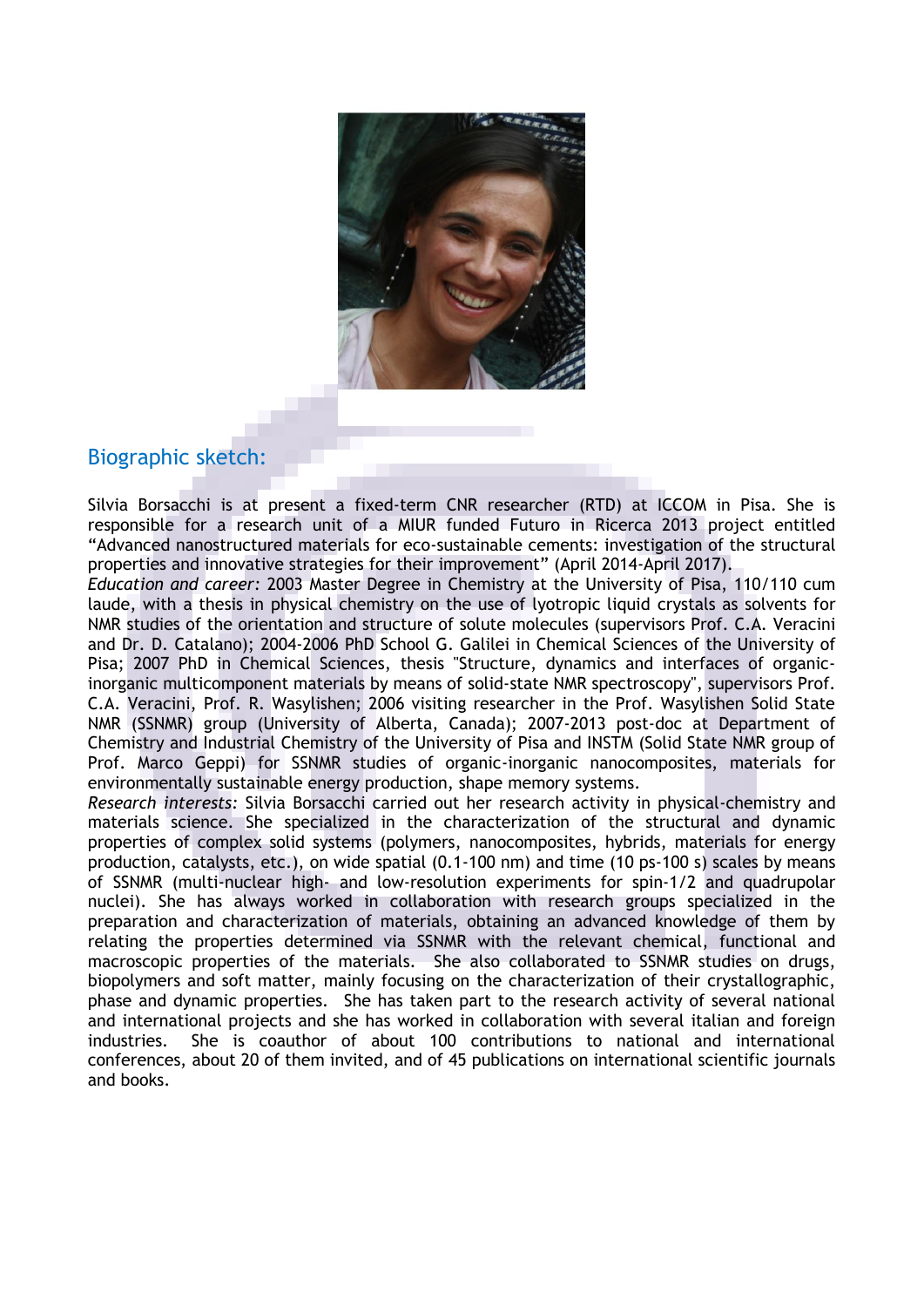## Biographic sketch:

Silvia Borsacchi is at present a fixed-term CNR researcher (RTD) at ICCOM in Pisa. She is responsible for a research unit of a MIUR funded Futuro in Ricerca 2013 project entitled "Advanced nanostructured materials for eco-sustainable cements: investigation of the structural properties and innovative strategies for their improvement" (April 2014-April 2017).

*Education and career:* 2003 Master Degree in Chemistry at the University of Pisa, 110/110 cum laude, with a thesis in physical chemistry on the use of lyotropic liquid crystals as solvents for NMR studies of the orientation and structure of solute molecules (supervisors Prof. C.A. Veracini and Dr. D. Catalano); 2004-2006 PhD School G. Galilei in Chemical Sciences of the University of Pisa; 2007 PhD in Chemical Sciences, thesis "Structure, dynamics and interfaces of organic-inorganic multicomponent materials by means of solid-state NMR spectroscopy", supervisors Prof. C.A. Veracini, Prof. R. Wasylishen; 2006 visiting researcher in the Prof. Wasylishen Solid State NMR (SSNMR) group (University of Alberta, Canada); 2007-2013 post-doc at Department of Chemistry and Industrial Chemistry of the University of Pisa and INSTM (Solid State NMR group of Prof. Marco Geppi) for SSNMR studies of organic-inorganic nanocomposites, materials for environmentally sustainable energy production, shape memory systems.

*Research interests:* Silvia Borsacchi carried out her research activity in physical-chemistry and materials science. She specialized in the characterization of the structural and dynamic properties of complex solid systems (polymers, nanocomposites, hybrids, materials for energy production, catalysts, etc.), on wide spatial (0.1-100 nm) and time (10 ps-100 s) scales by means of SSNMR (multi-nuclear high- and low-resolution experiments for spin-1/2 and quadrupolar nuclei). She has always worked in collaboration with research groups specialized in the preparation and characterization of materials, obtaining an advanced knowledge of them by relating the properties determined via SSNMR with the relevant chemical, functional and macroscopic properties of the materials. She also collaborated to SSNMR studies on drugs, biopolymers and soft matter, mainly focusing on the characterization of their crystallographic, phase and dynamic properties. She has taken part to the research activity of several national and international projects and she has worked in collaboration with several italian and foreign industries. She is coauthor of about 100 contributions to national and international conferences, about 20 of them invited, and of 45 publications on international scientific journals and books.